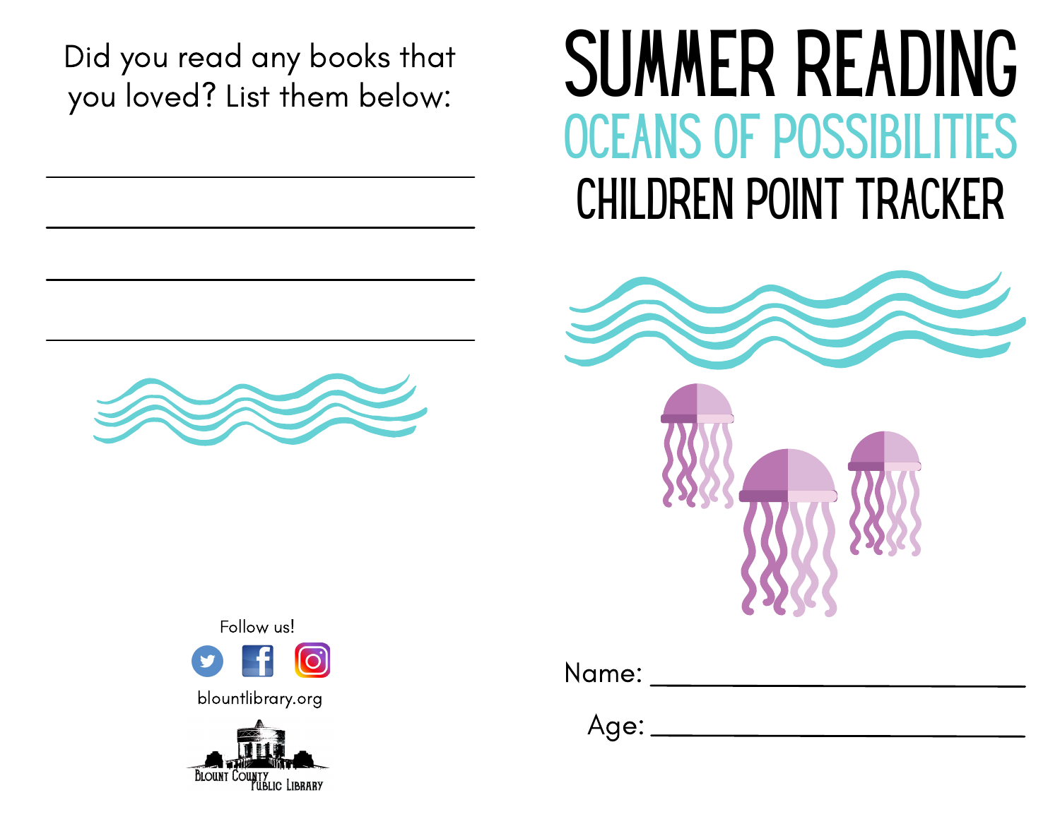Did you read any books that you loved? List them below:

\_\_\_\_\_\_\_\_\_\_\_\_\_\_\_\_\_\_\_\_\_\_\_\_\_\_\_\_\_\_

\_\_\_\_\_\_\_\_\_\_\_\_\_\_\_\_\_\_\_\_\_\_\_\_\_\_\_\_\_\_

\_\_\_\_\_\_\_\_\_\_\_\_\_\_\_\_\_\_\_\_\_\_\_\_\_\_\_\_\_\_

\_\_\_\_\_\_\_\_\_\_\_\_\_\_\_\_\_\_\_\_\_\_\_\_\_\_\_\_\_\_

Follow us!

blountlibrary.org

Blount County Public Library

# SUMMER READING

## OCEANS OF POSSIBILITIES

## CHILDREN POINT TRACKER

Name: \_\_\_\_\_\_\_\_\_\_\_\_\_\_\_\_\_\_\_\_\_\_\_\_

Age: \_\_\_\_\_\_\_\_\_\_\_\_\_\_\_\_\_\_\_\_\_\_\_\_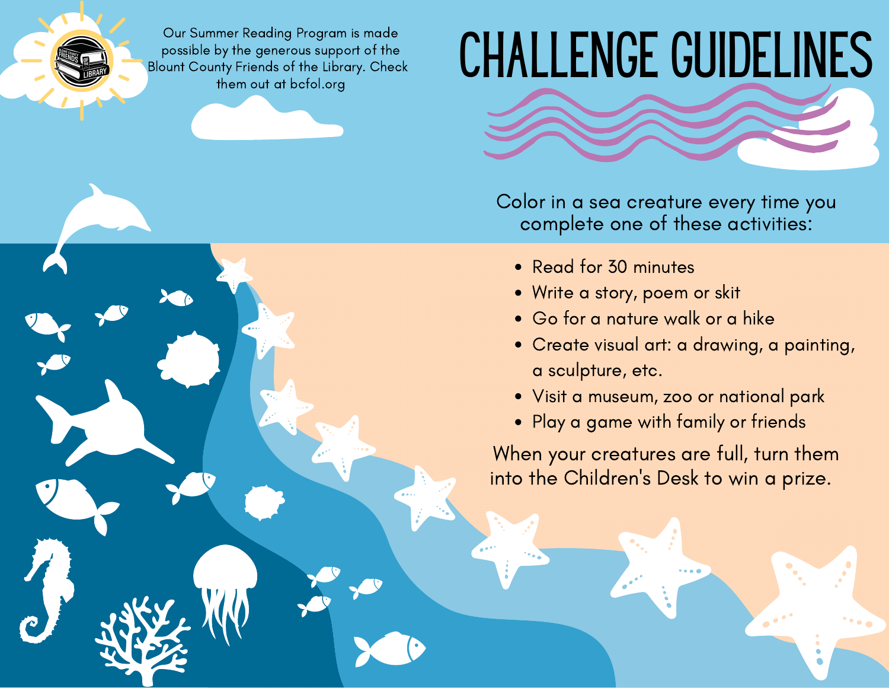Our Summer Reading Program is made possible by the generous support of the Blount County Friends of the Library. Check them out at bcfol.org

# CHALLENGE GUIDELINES

Color in a sea creature every time you complete one of these activities:

- Read for 30 minutes
- Write a story, poem or skit
- Go for a nature walk or a hike
- Create visual art: a drawing, a painting, a sculpture, etc.
- Visit a museum, zoo or national park
- Play a game with family or friends

When your creatures are full, turn them into the Children's Desk to win a prize.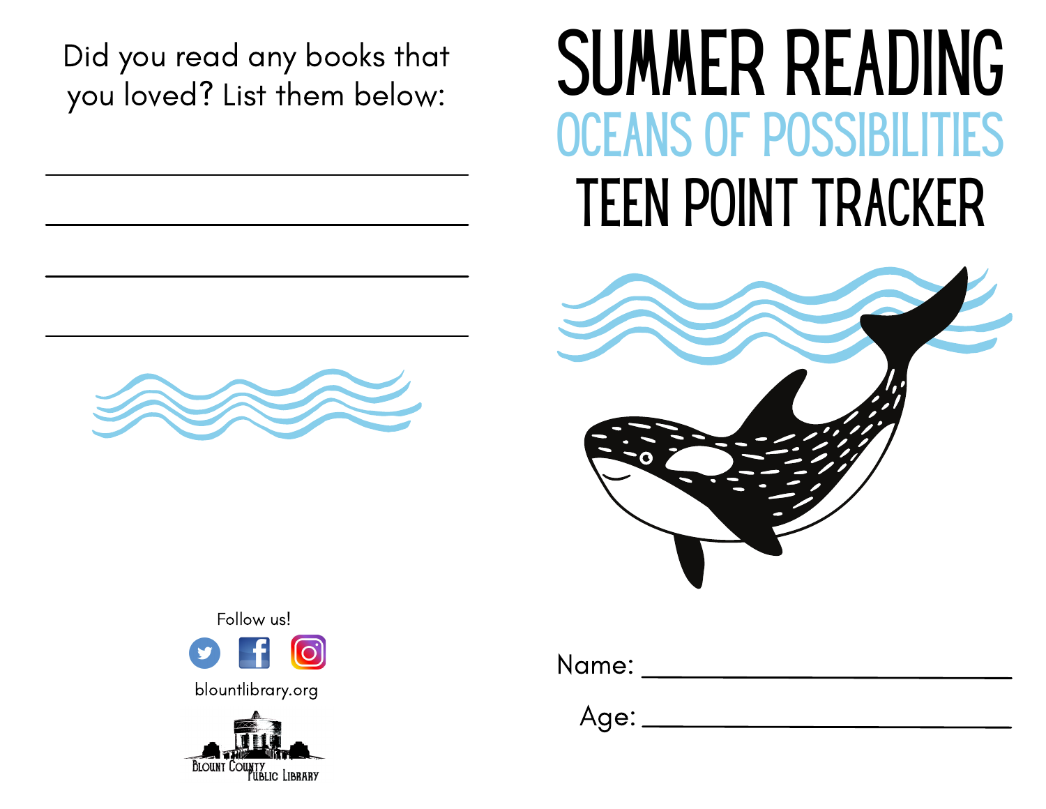Did you read any books that you loved? List them below:

\_\_\_\_\_\_\_\_\_\_\_\_\_\_\_\_\_\_\_\_\_\_\_\_\_\_\_\_\_\_

\_\_\_\_\_\_\_\_\_\_\_\_\_\_\_\_\_\_\_\_\_\_\_\_\_\_\_\_\_\_

\_\_\_\_\_\_\_\_\_\_\_\_\_\_\_\_\_\_\_\_\_\_\_\_\_\_\_\_\_\_

\_\_\_\_\_\_\_\_\_\_\_\_\_\_\_\_\_\_\_\_\_\_\_\_\_\_\_\_\_\_

Follow us!

blountlibrary.org

Blount County Public Library

# SUMMER READING

## OCEANS OF POSSIBILITIES

## TEEN POINT TRACKER

Name: \_\_\_\_\_\_\_\_\_\_\_\_\_\_\_\_\_\_\_\_\_\_\_\_

Age: \_\_\_\_\_\_\_\_\_\_\_\_\_\_\_\_\_\_\_\_\_\_\_\_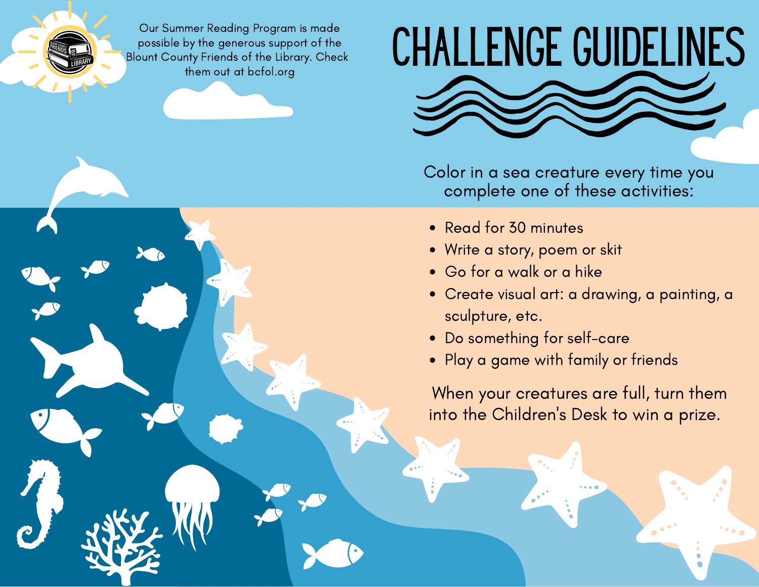Our Summer Reading Program is made possible by the generous support of the Blount County Friends of the Library. Check them out at bcfol.org

# CHALLENGE GUIDELINES

Color in a sea creature every time you complete one of these activities:

- Read for 30 minutes
- Write a story, poem or skit
- Go for a walk or a hike
- Create visual art: a drawing, a painting, a sculpture, etc.
- Do something for self-care
- Play a game with family or friends

When your creatures are full, turn them into the Children's Desk to win a prize.